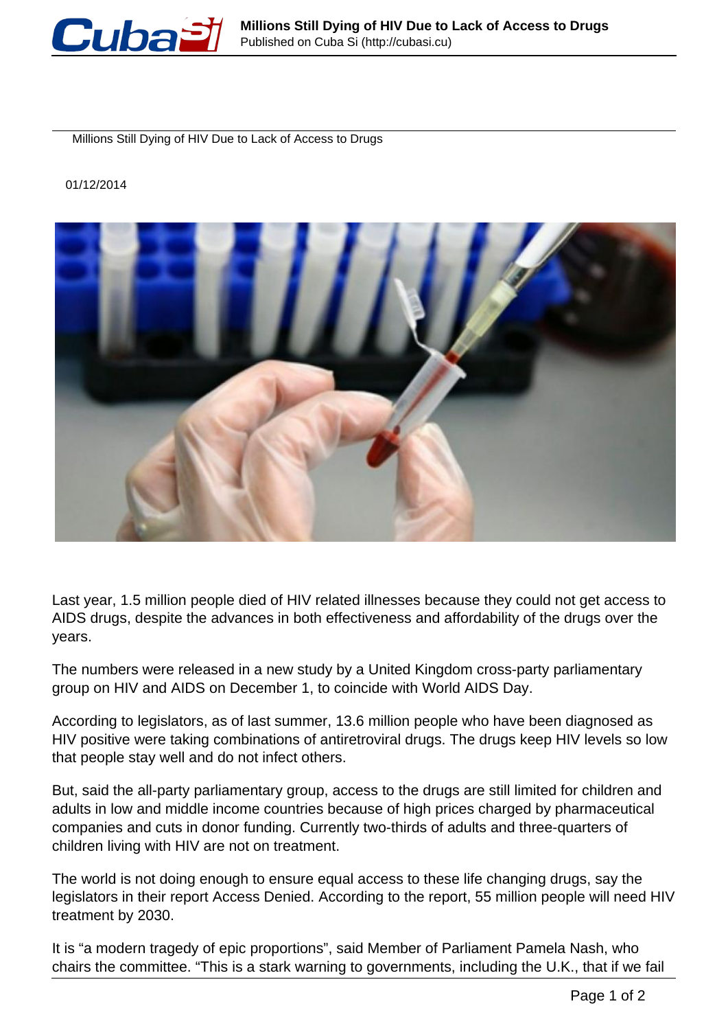# Millions Still Dying of HIV Due to Lack of Access to Drugs

01/12/2014

Last year, 1.5 million people died of HIV related illnesses because they could not get access to AIDS drugs, despite the advances in both effectiveness and affordability of the drugs over the years.

The numbers were released in a new study by a United Kingdom cross-party parliamentary group on HIV and AIDS on December 1, to coincide with World AIDS Day.

According to legislators, as of last summer, 13.6 million people who have been diagnosed as HIV positive were taking combinations of antiretroviral drugs. The drugs keep HIV levels so low that people stay well and do not infect others.

But, said the all-party parliamentary group, access to the drugs are still limited for children and adults in low and middle income countries because of high prices charged by pharmaceutical companies and cuts in donor funding. Currently two-thirds of adults and three-quarters of children living with HIV are not on treatment.

The world is not doing enough to ensure equal access to these life changing drugs, say the legislators in their report Access Denied. According to the report, 55 million people will need HIV treatment by 2030.

It is “a modern tragedy of epic proportions”, said Member of Parliament Pamela Nash, who chairs the committee. “This is a stark warning to governments, including the U.K., that if we fail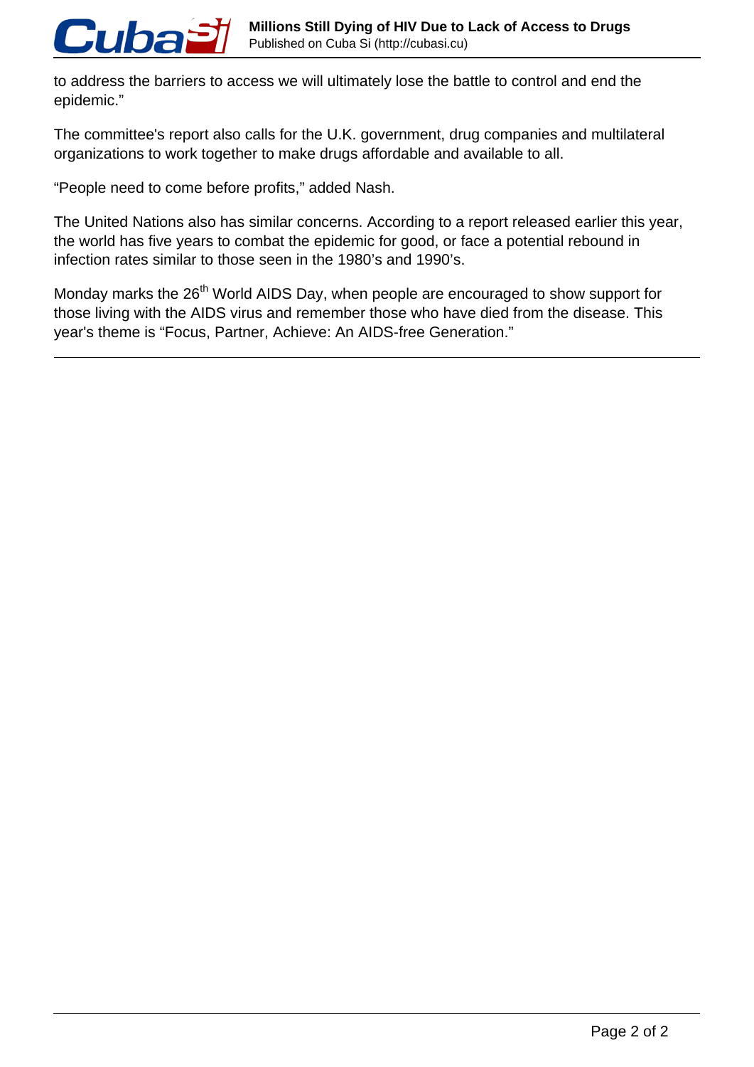to address the barriers to access we will ultimately lose the battle to control and end the epidemic."

The committee's report also calls for the U.K. government, drug companies and multilateral organizations to work together to make drugs affordable and available to all.

"People need to come before profits," added Nash.

The United Nations also has similar concerns. According to a report released earlier this year, the world has five years to combat the epidemic for good, or face a potential rebound in infection rates similar to those seen in the 1980's and 1990's.

Monday marks the 26th World AIDS Day, when people are encouraged to show support for those living with the AIDS virus and remember those who have died from the disease. This year's theme is "Focus, Partner, Achieve: An AIDS-free Generation."